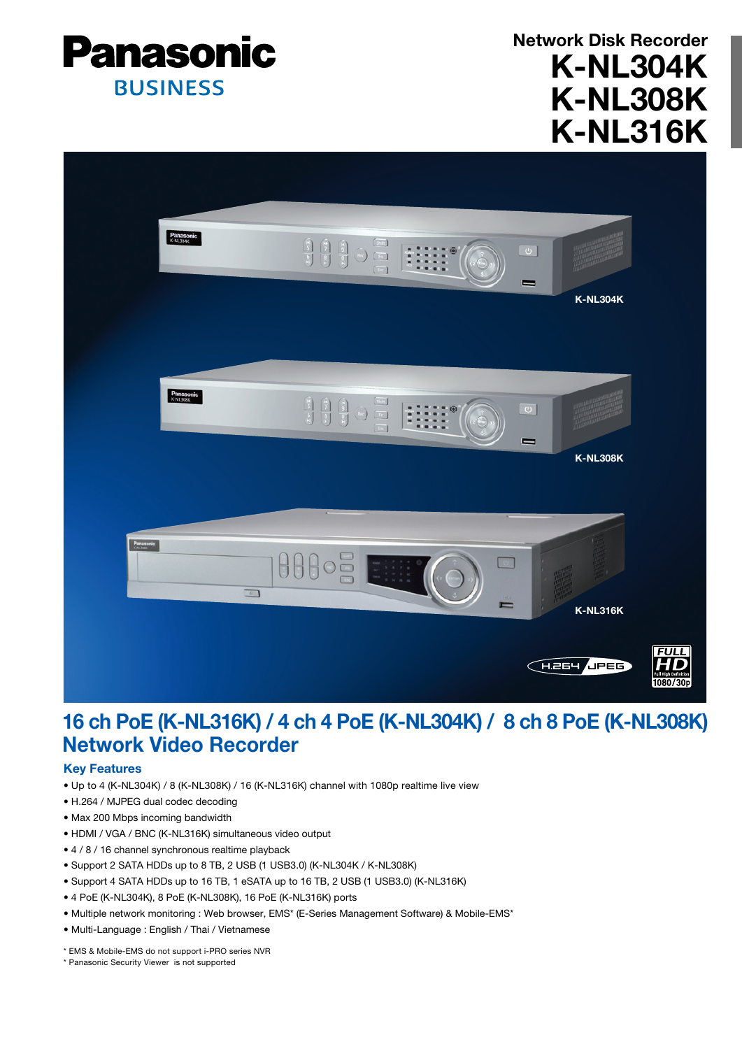Panasonic BUSINESS

# Network Disk Recorder
# K-NL304K
# K-NL308K
# K-NL316K

K-NL304K

K-NL308K

K-NL316K

## 16 ch PoE (K-NL316K) / 4 ch 4 PoE (K-NL304K) / 8 ch 8 PoE (K-NL308K) Network Video Recorder

### Key Features

- Up to 4 (K-NL304K) / 8 (K-NL308K) / 16 (K-NL316K) channel with 1080p realtime live view
- H.264 / MJPEG dual codec decoding
- Max 200 Mbps incoming bandwidth
- HDMI / VGA / BNC (K-NL316K) simultaneous video output
- 4 / 8 / 16 channel synchronous realtime playback
- Support 2 SATA HDDs up to 8 TB, 2 USB (1 USB3.0) (K-NL304K / K-NL308K)
- Support 4 SATA HDDs up to 16 TB, 1 eSATA up to 16 TB, 2 USB (1 USB3.0) (K-NL316K)
- 4 PoE (K-NL304K), 8 PoE (K-NL308K), 16 PoE (K-NL316K) ports
- Multiple network monitoring : Web browser, EMS* (E-Series Management Software) & Mobile-EMS*
- Multi-Language : English / Thai / Vietnamese

\* EMS & Mobile-EMS do not support i-PRO series NVR

\* Panasonic Security Viewer is not supported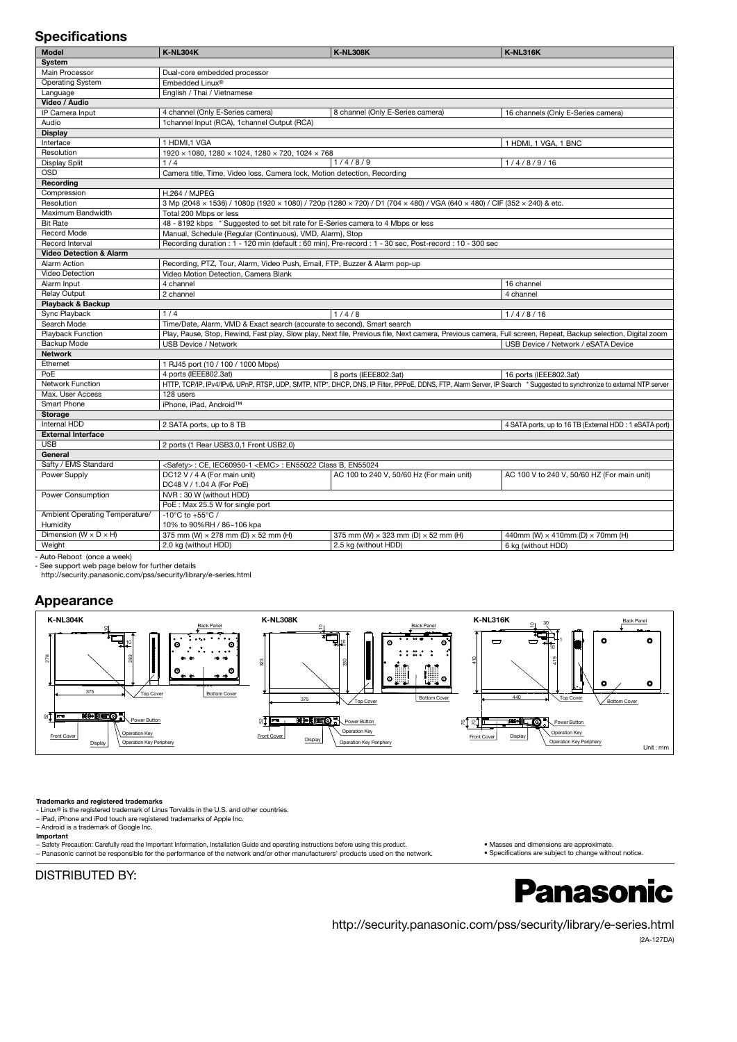## Specifications

| Model | K-NL304K | K-NL308K | K-NL316K |
|---|---|---|---|
| **System** | | | |
| Main Processor | Dual-core embedded processor | | |
| Operating System | Embedded Linux® | | |
| Language | English / Thai / Vietnamese | | |
| **Video / Audio** | | | |
| IP Camera Input | 4 channel (Only E-Series camera) | 8 channel (Only E-Series camera) | 16 channels (Only E-Series camera) |
| Audio | 1channel Input (RCA), 1channel Output (RCA) | | |
| **Display** | | | |
| Interface | 1 HDMI,1 VGA | | 1 HDMI, 1 VGA, 1 BNC |
| Resolution | 1920 × 1080, 1280 × 1024, 1280 × 720, 1024 × 768 | | |
| Display Split | 1 / 4 | 1 / 4 / 8 / 9 | 1 / 4 / 8 / 9 / 16 |
| OSD | Camera title, Time, Video loss, Camera lock, Motion detection, Recording | | |
| **Recording** | | | |
| Compression | H.264 / MJPEG | | |
| Resolution | 3 Mp (2048 × 1536) / 1080p (1920 × 1080) / 720p (1280 × 720) / D1 (704 × 480) / VGA (640 × 480) / CIF (352 × 240) & etc. | | |
| Maximum Bandwidth | Total 200 Mbps or less | | |
| Bit Rate | 48 - 8192 kbps * Suggested to set bit rate for E-Series camera to 4 Mbps or less | | |
| Record Mode | Manual, Schedule (Regular (Continuous), VMD, Alarm), Stop | | |
| Record Interval | Recording duration : 1 - 120 min (default : 60 min), Pre-record : 1 - 30 sec, Post-record : 10 - 300 sec | | |
| **Video Detection & Alarm** | | | |
| Alarm Action | Recording, PTZ, Tour, Alarm, Video Push, Email, FTP, Buzzer & Alarm pop-up | | |
| Video Detection | Video Motion Detection, Camera Blank | | |
| Alarm Input | 4 channel | | 16 channel |
| Relay Output | 2 channel | | 4 channel |
| **Playback & Backup** | | | |
| Sync Playback | 1 / 4 | 1 / 4 / 8 | 1 / 4 / 8 / 16 |
| Search Mode | Time/Date, Alarm, VMD & Exact search (accurate to second), Smart search | | |
| Playback Function | Play, Pause, Stop, Rewind, Fast play, Slow play, Next file, Previous file, Next camera, Previous camera, Full screen, Repeat, Backup selection, Digital zoom | | |
| Backup Mode | USB Device / Network | | USB Device / Network / eSATA Device |
| **Network** | | | |
| Ethernet | 1 RJ45 port (10 / 100 / 1000 Mbps) | | |
| PoE | 4 ports (IEEE802.3at) | 8 ports (IEEE802.3at) | 16 ports (IEEE802.3at) |
| Network Function | HTTP, TCP/IP, IPv4/IPv6, UPnP, RTSP, UDP, SMTP, NTP*, DHCP, DNS, IP Filter, PPPoE, DDNS, FTP, Alarm Server, IP Search * Suggested to synchronize to external NTP server | | |
| Max. User Access | 128 users | | |
| Smart Phone | iPhone, iPad, Android™ | | |
| **Storage** | | | |
| Internal HDD | 2 SATA ports, up to 8 TB | | 4 SATA ports, up to 16 TB (External HDD : 1 eSATA port) |
| **External Interface** | | | |
| USB | 2 ports (1 Rear USB3.0,1 Front USB2.0) | | |
| **General** | | | |
| Safty / EMS Standard | <Safety> : CE, IEC60950-1 <EMC> : EN55022 Class B, EN55024 | | |
| Power Supply | DC12 V / 4 A (For main unit)<br>DC48 V / 1.04 A (For PoE) | AC 100 to 240 V, 50/60 Hz (For main unit) | AC 100 V to 240 V, 50/60 HZ (For main unit) |
| Power Consumption | NVR : 30 W (without HDD)<br>PoE : Max 25.5 W for single port | | |
| Ambient Operating Temperature/ Humidity | -10°C to +55°C /<br>10% to 90%RH / 86~106 kpa | | |
| Dimension (W × D × H) | 375 mm (W) × 278 mm (D) × 52 mm (H) | 375 mm (W) × 323 mm (D) × 52 mm (H) | 440mm (W) × 410mm (D) × 70mm (H) |
| Weight | 2.0 kg (without HDD) | 2.5 kg (without HDD) | 6 kg (without HDD) |

- Auto Reboot (once a week)
- See support web page below for further details
  http://security.panasonic.com/pss/security/library/e-series.html

## Appearance

K-NL304K
K-NL308K
K-NL316K

Back Panel, Top Cover, Bottom Cover, Front Cover, Display, Power Button, Operation Key, Operation Key Periphery

Unit : mm

**Trademarks and registered trademarks**

- Linux® is the registered trademark of Linus Torvalds in the U.S. and other countries.
– iPad, iPhone and iPod touch are registered trademarks of Apple Inc.
– Android is a trademark of Google Inc.

**Important**

– Safety Precaution: Carefully read the Important Information, Installation Guide and operating instructions before using this product.
– Panasonic cannot be responsible for the performance of the network and/or other manufacturers' products used on the network.

• Masses and dimensions are approximate.
• Specifications are subject to change without notice.

DISTRIBUTED BY:

Panasonic

http://security.panasonic.com/pss/security/library/e-series.html

(2A-127DA)